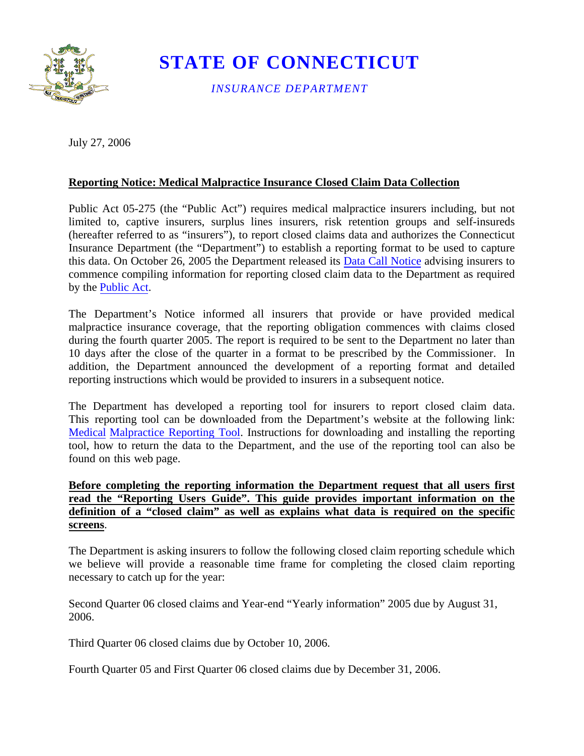# STATE OF CONNECTICUT

*INSURANCE DEPARTMENT*

July 27, 2006

**Reporting Notice: Medical Malpractice Insurance Closed Claim Data Collection**

Public Act 05-275 (the "Public Act") requires medical malpractice insurers including, but not limited to, captive insurers, surplus lines insurers, risk retention groups and self-insureds (hereafter referred to as "insurers"), to report closed claims data and authorizes the Connecticut Insurance Department (the "Department") to establish a reporting format to be used to capture this data. On October 26, 2005 the Department released its Data Call Notice advising insurers to commence compiling information for reporting closed claim data to the Department as required by the Public Act.

The Department's Notice informed all insurers that provide or have provided medical malpractice insurance coverage, that the reporting obligation commences with claims closed during the fourth quarter 2005. The report is required to be sent to the Department no later than 10 days after the close of the quarter in a format to be prescribed by the Commissioner. In addition, the Department announced the development of a reporting format and detailed reporting instructions which would be provided to insurers in a subsequent notice.

The Department has developed a reporting tool for insurers to report closed claim data. This reporting tool can be downloaded from the Department's website at the following link: Medical Malpractice Reporting Tool. Instructions for downloading and installing the reporting tool, how to return the data to the Department, and the use of the reporting tool can also be found on this web page.

**Before completing the reporting information the Department request that all users first read the "Reporting Users Guide". This guide provides important information on the definition of a "closed claim" as well as explains what data is required on the specific screens**.

The Department is asking insurers to follow the following closed claim reporting schedule which we believe will provide a reasonable time frame for completing the closed claim reporting necessary to catch up for the year:

Second Quarter 06 closed claims and Year-end "Yearly information" 2005 due by August 31, 2006.

Third Quarter 06 closed claims due by October 10, 2006.

Fourth Quarter 05 and First Quarter 06 closed claims due by December 31, 2006.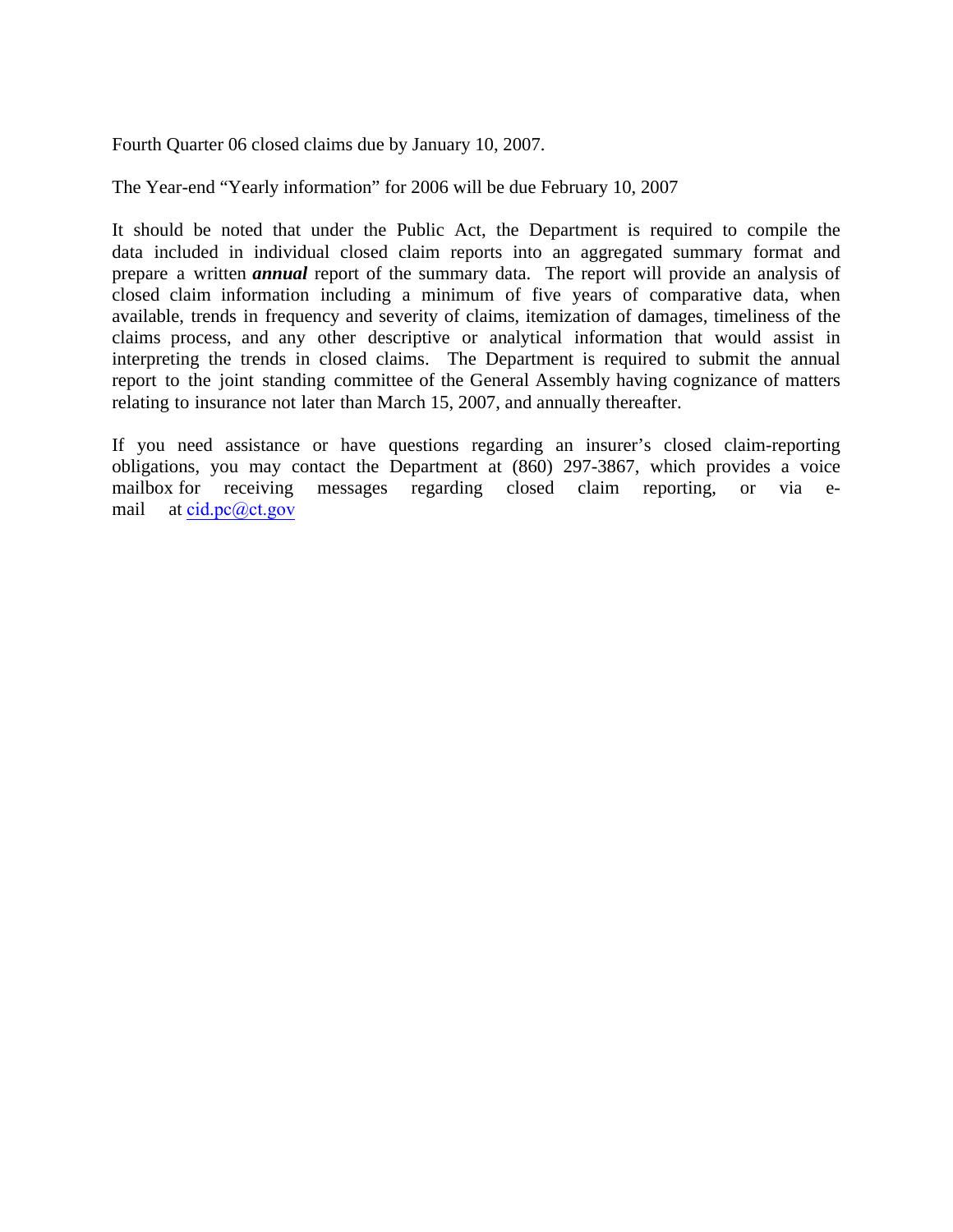Fourth Quarter 06 closed claims due by January 10, 2007.

The Year-end "Yearly information" for 2006 will be due February 10, 2007

It should be noted that under the Public Act, the Department is required to compile the data included in individual closed claim reports into an aggregated summary format and prepare a written ***annual*** report of the summary data. The report will provide an analysis of closed claim information including a minimum of five years of comparative data, when available, trends in frequency and severity of claims, itemization of damages, timeliness of the claims process, and any other descriptive or analytical information that would assist in interpreting the trends in closed claims. The Department is required to submit the annual report to the joint standing committee of the General Assembly having cognizance of matters relating to insurance not later than March 15, 2007, and annually thereafter.

If you need assistance or have questions regarding an insurer's closed claim-reporting obligations, you may contact the Department at (860) 297-3867, which provides a voice mailbox for receiving messages regarding closed claim reporting, or via e-mail at cid.pc@ct.gov